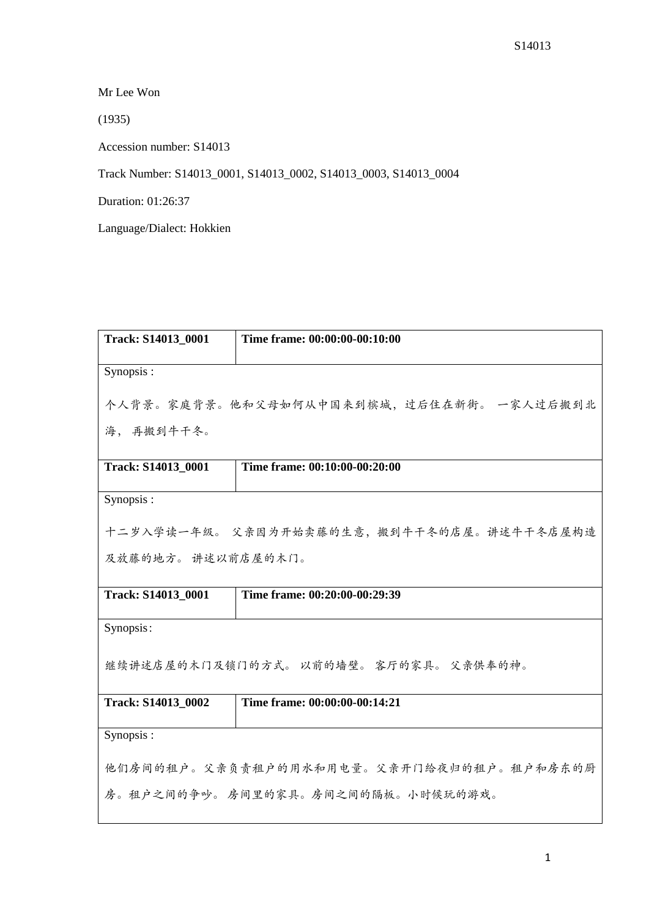Mr Lee Won

(1935)

Accession number: S14013

Track Number: S14013_0001, S14013_0002, S14013_0003, S14013_0004

Duration: 01:26:37

Language/Dialect: Hokkien

| **Track: S14013_0001** | **Time frame: 00:00:00-00:10:00** |
|---|---|
| Synopsis :<br><br>个人背景。家庭背景。他和父母如何从中国来到槟城，过后住在新街。 一家人过后搬到北海， 再搬到牛干冬。 | |
| **Track: S14013_0001** | **Time frame: 00:10:00-00:20:00** |
| Synopsis :<br><br>十二岁入学读一年级。 父亲因为开始卖藤的生意，搬到牛干冬的店屋。讲述牛干冬店屋构造及放藤的地方。 讲述以前店屋的木门。 | |
| **Track: S14013_0001** | **Time frame: 00:20:00-00:29:39** |
| Synopsis:<br><br>继续讲述店屋的木门及锁门的方式。 以前的墙壁。 客厅的家具。 父亲供奉的神。 | |
| **Track: S14013_0002** | **Time frame: 00:00:00-00:14:21** |
| Synopsis :<br><br>他们房间的租户。父亲负责租户的用水和用电量。父亲开门给夜归的租户。租户和房东的厨房。租户之间的争吵。 房间里的家具。房间之间的隔板。小时候玩的游戏。 | |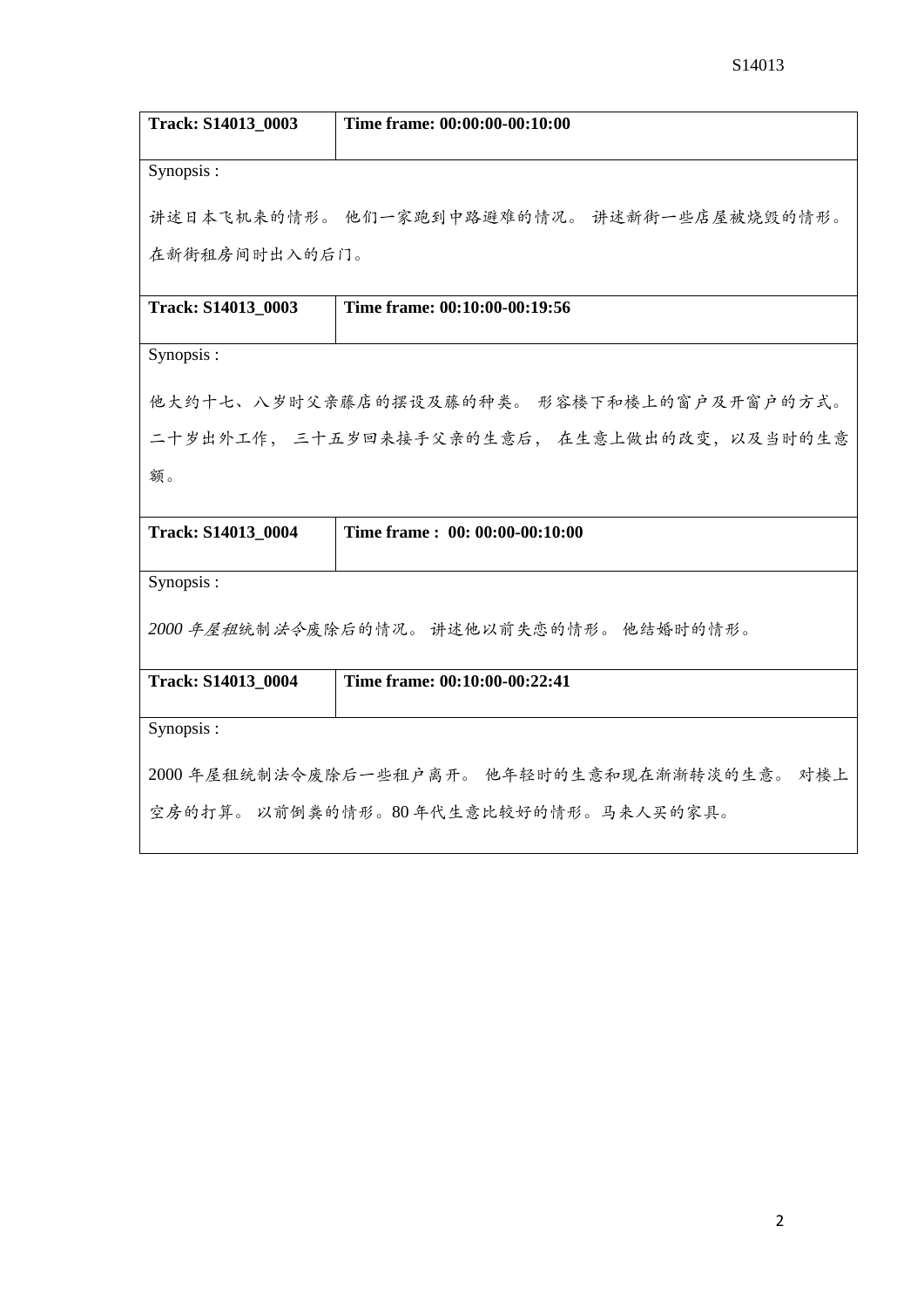| **Track: S14013_0003** | **Time frame: 00:00:00-00:10:00** |
|---|---|
| Synopsis :<br><br>讲述日本飞机来的情形。 他们一家跑到中路避难的情况。 讲述新街一些店屋被烧毁的情形。在新街租房间时出入的后门。 | |
| **Track: S14013_0003** | **Time frame: 00:10:00-00:19:56** |
| Synopsis :<br><br>他大约十七、八岁时父亲藤店的摆设及藤的种类。 形容楼下和楼上的窗户及开窗户的方式。 二十岁出外工作， 三十五岁回来接手父亲的生意后， 在生意上做出的改变，以及当时的生意额。 | |
| **Track: S14013_0004** | **Time frame : 00: 00:00-00:10:00** |
| Synopsis :<br><br>*2000 年屋租*统制*法令*废除后的情况。 讲述他以前失恋的情形。 他结婚时的情形。 | |
| **Track: S14013_0004** | **Time frame: 00:10:00-00:22:41** |
| Synopsis :<br><br>2000 年屋租统制法令废除后一些租户离开。 他年轻时的生意和现在渐渐转淡的生意。 对楼上空房的打算。 以前倒粪的情形。80 年代生意比较好的情形。马来人买的家具。 | |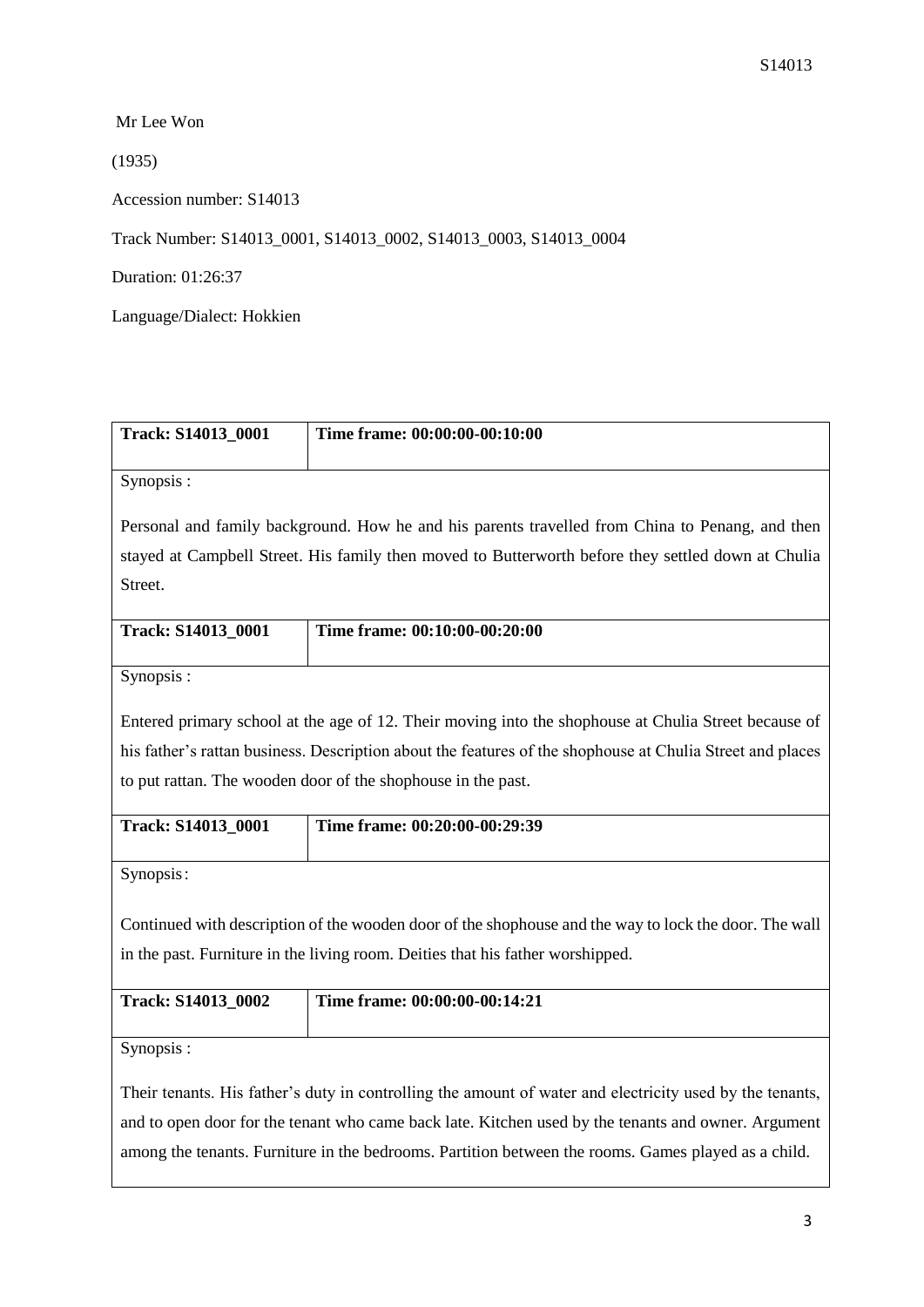Mr Lee Won

(1935)

Accession number: S14013

Track Number: S14013_0001, S14013_0002, S14013_0003, S14013_0004

Duration: 01:26:37

Language/Dialect: Hokkien

| **Track: S14013_0001** | **Time frame: 00:00:00-00:10:00** |
| --- | --- |
| Synopsis : Personal and family background. How he and his parents travelled from China to Penang, and then stayed at Campbell Street. His family then moved to Butterworth before they settled down at Chulia Street. | |
| **Track: S14013_0001** | **Time frame: 00:10:00-00:20:00** |
| Synopsis : Entered primary school at the age of 12. Their moving into the shophouse at Chulia Street because of his father's rattan business. Description about the features of the shophouse at Chulia Street and places to put rattan. The wooden door of the shophouse in the past. | |
| **Track: S14013_0001** | **Time frame: 00:20:00-00:29:39** |
| Synopsis : Continued with description of the wooden door of the shophouse and the way to lock the door. The wall in the past. Furniture in the living room. Deities that his father worshipped. | |
| **Track: S14013_0002** | **Time frame: 00:00:00-00:14:21** |
| Synopsis : Their tenants. His father's duty in controlling the amount of water and electricity used by the tenants, and to open door for the tenant who came back late. Kitchen used by the tenants and owner. Argument among the tenants. Furniture in the bedrooms. Partition between the rooms. Games played as a child. | |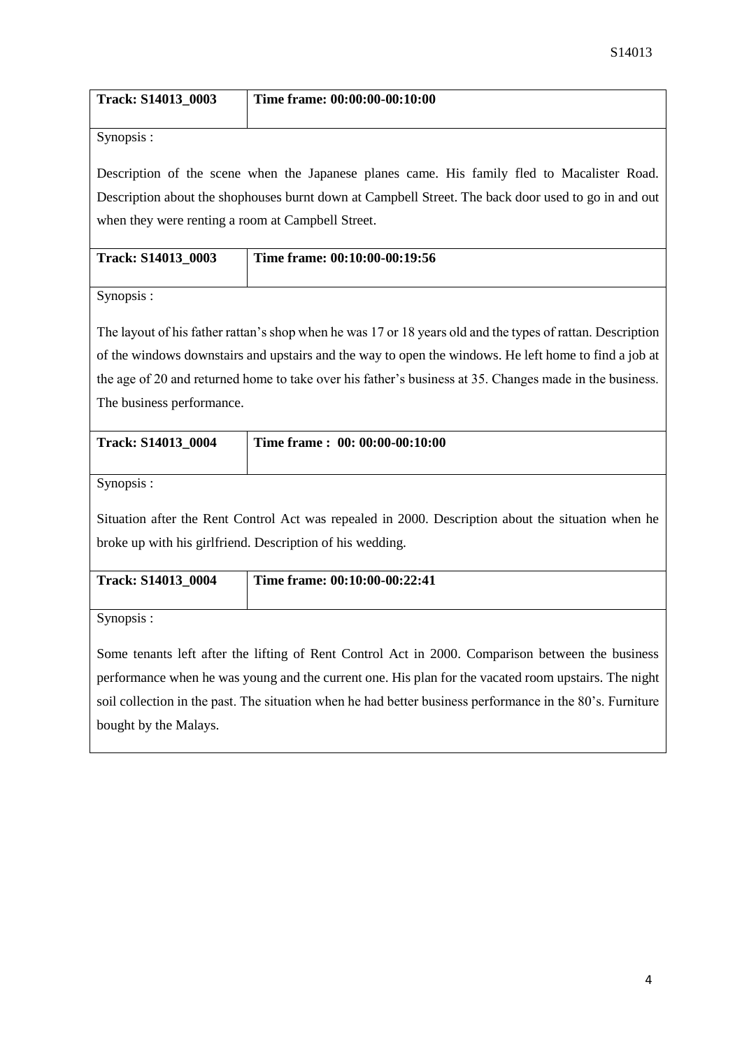| **Track: S14013_0003** | **Time frame: 00:00:00-00:10:00** |
|---|---|

Synopsis :

Description of the scene when the Japanese planes came. His family fled to Macalister Road. Description about the shophouses burnt down at Campbell Street. The back door used to go in and out when they were renting a room at Campbell Street.

| **Track: S14013_0003** | **Time frame: 00:10:00-00:19:56** |
|---|---|

Synopsis :

The layout of his father rattan's shop when he was 17 or 18 years old and the types of rattan. Description of the windows downstairs and upstairs and the way to open the windows. He left home to find a job at the age of 20 and returned home to take over his father's business at 35. Changes made in the business. The business performance.

| **Track: S14013_0004** | **Time frame : 00: 00:00-00:10:00** |
|---|---|

Synopsis :

Situation after the Rent Control Act was repealed in 2000. Description about the situation when he broke up with his girlfriend. Description of his wedding.

| **Track: S14013_0004** | **Time frame: 00:10:00-00:22:41** |
|---|---|

Synopsis :

Some tenants left after the lifting of Rent Control Act in 2000. Comparison between the business performance when he was young and the current one. His plan for the vacated room upstairs. The night soil collection in the past. The situation when he had better business performance in the 80's. Furniture bought by the Malays.